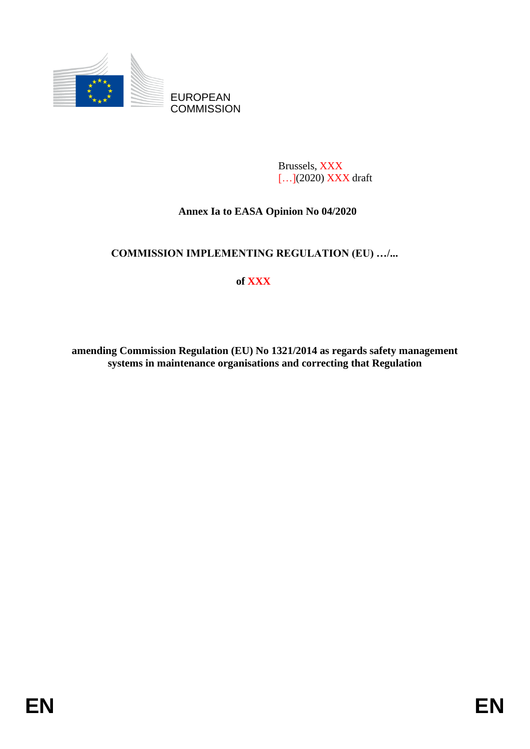EUROPEAN
COMMISSION

Brussels, XXX
[…](2020) XXX draft

**Annex Ia to EASA Opinion No 04/2020**

**COMMISSION IMPLEMENTING REGULATION (EU) …/...**

**of XXX**

**amending Commission Regulation (EU) No 1321/2014 as regards safety management systems in maintenance organisations and correcting that Regulation**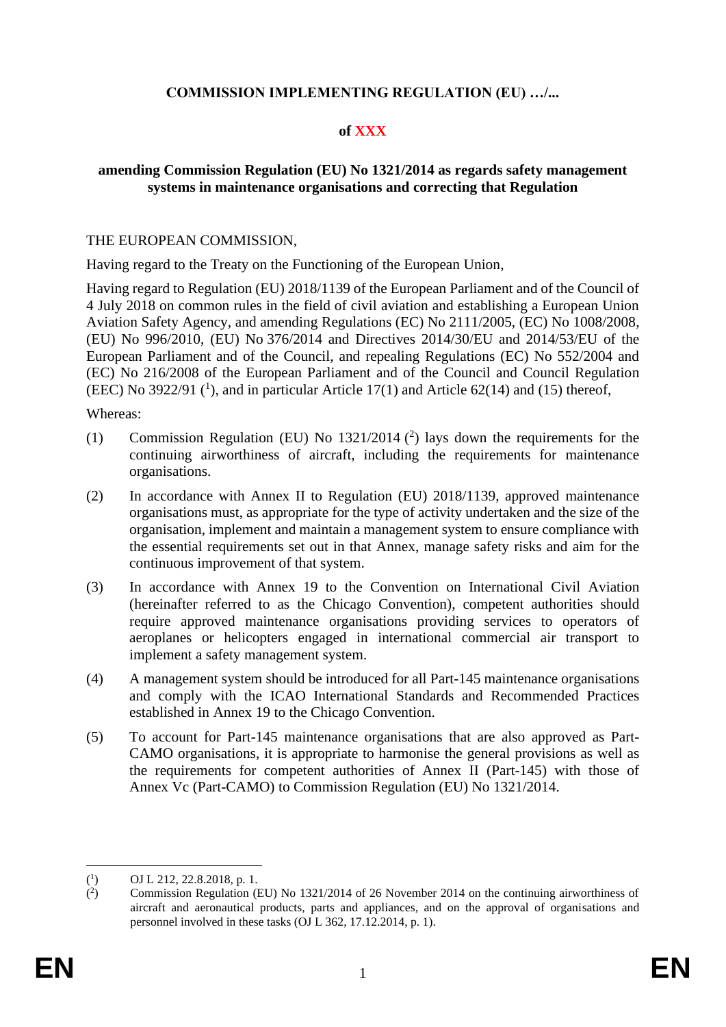**COMMISSION IMPLEMENTING REGULATION (EU) …/...**

**of XXX**

**amending Commission Regulation (EU) No 1321/2014 as regards safety management systems in maintenance organisations and correcting that Regulation**

THE EUROPEAN COMMISSION,

Having regard to the Treaty on the Functioning of the European Union,

Having regard to Regulation (EU) 2018/1139 of the European Parliament and of the Council of 4 July 2018 on common rules in the field of civil aviation and establishing a European Union Aviation Safety Agency, and amending Regulations (EC) No 2111/2005, (EC) No 1008/2008, (EU) No 996/2010, (EU) No 376/2014 and Directives 2014/30/EU and 2014/53/EU of the European Parliament and of the Council, and repealing Regulations (EC) No 552/2004 and (EC) No 216/2008 of the European Parliament and of the Council and Council Regulation (EEC) No 3922/91 ([1]), and in particular Article 17(1) and Article 62(14) and (15) thereof,

Whereas:

(1) Commission Regulation (EU) No 1321/2014 ([2]) lays down the requirements for the continuing airworthiness of aircraft, including the requirements for maintenance organisations.

(2) In accordance with Annex II to Regulation (EU) 2018/1139, approved maintenance organisations must, as appropriate for the type of activity undertaken and the size of the organisation, implement and maintain a management system to ensure compliance with the essential requirements set out in that Annex, manage safety risks and aim for the continuous improvement of that system.

(3) In accordance with Annex 19 to the Convention on International Civil Aviation (hereinafter referred to as the Chicago Convention), competent authorities should require approved maintenance organisations providing services to operators of aeroplanes or helicopters engaged in international commercial air transport to implement a safety management system.

(4) A management system should be introduced for all Part-145 maintenance organisations and comply with the ICAO International Standards and Recommended Practices established in Annex 19 to the Chicago Convention.

(5) To account for Part-145 maintenance organisations that are also approved as Part-CAMO organisations, it is appropriate to harmonise the general provisions as well as the requirements for competent authorities of Annex II (Part-145) with those of Annex Vc (Part-CAMO) to Commission Regulation (EU) No 1321/2014.

---

([1]) OJ L 212, 22.8.2018, p. 1.

([2]) Commission Regulation (EU) No 1321/2014 of 26 November 2014 on the continuing airworthiness of aircraft and aeronautical products, parts and appliances, and on the approval of organisations and personnel involved in these tasks (OJ L 362, 17.12.2014, p. 1).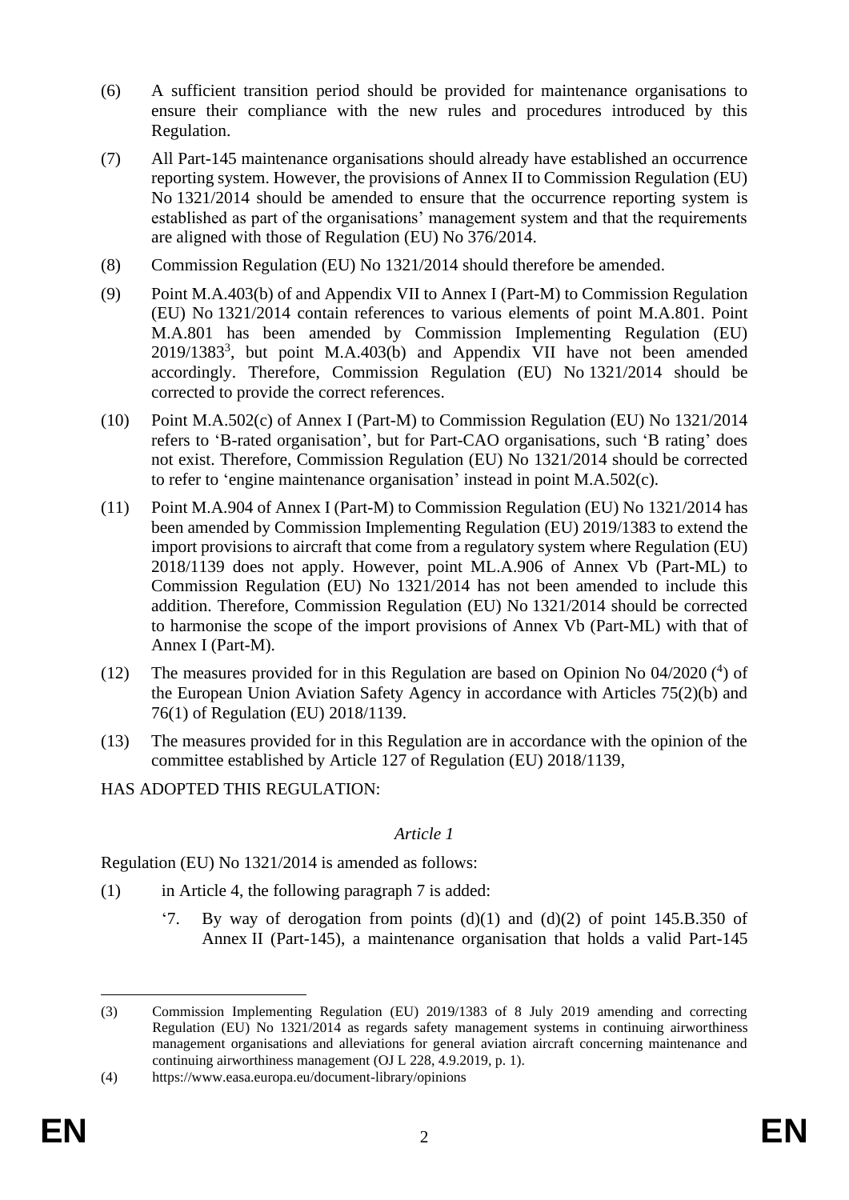(6) A sufficient transition period should be provided for maintenance organisations to ensure their compliance with the new rules and procedures introduced by this Regulation.

(7) All Part-145 maintenance organisations should already have established an occurrence reporting system. However, the provisions of Annex II to Commission Regulation (EU) No 1321/2014 should be amended to ensure that the occurrence reporting system is established as part of the organisations' management system and that the requirements are aligned with those of Regulation (EU) No 376/2014.

(8) Commission Regulation (EU) No 1321/2014 should therefore be amended.

(9) Point M.A.403(b) of and Appendix VII to Annex I (Part-M) to Commission Regulation (EU) No 1321/2014 contain references to various elements of point M.A.801. Point M.A.801 has been amended by Commission Implementing Regulation (EU) 2019/1383[3], but point M.A.403(b) and Appendix VII have not been amended accordingly. Therefore, Commission Regulation (EU) No 1321/2014 should be corrected to provide the correct references.

(10) Point M.A.502(c) of Annex I (Part-M) to Commission Regulation (EU) No 1321/2014 refers to 'B-rated organisation', but for Part-CAO organisations, such 'B rating' does not exist. Therefore, Commission Regulation (EU) No 1321/2014 should be corrected to refer to 'engine maintenance organisation' instead in point M.A.502(c).

(11) Point M.A.904 of Annex I (Part-M) to Commission Regulation (EU) No 1321/2014 has been amended by Commission Implementing Regulation (EU) 2019/1383 to extend the import provisions to aircraft that come from a regulatory system where Regulation (EU) 2018/1139 does not apply. However, point ML.A.906 of Annex Vb (Part-ML) to Commission Regulation (EU) No 1321/2014 has not been amended to include this addition. Therefore, Commission Regulation (EU) No 1321/2014 should be corrected to harmonise the scope of the import provisions of Annex Vb (Part-ML) with that of Annex I (Part-M).

(12) The measures provided for in this Regulation are based on Opinion No 04/2020 ([4]) of the European Union Aviation Safety Agency in accordance with Articles 75(2)(b) and 76(1) of Regulation (EU) 2018/1139.

(13) The measures provided for in this Regulation are in accordance with the opinion of the committee established by Article 127 of Regulation (EU) 2018/1139,

HAS ADOPTED THIS REGULATION:

*Article 1*

Regulation (EU) No 1321/2014 is amended as follows:

(1) in Article 4, the following paragraph 7 is added:

'7. By way of derogation from points (d)(1) and (d)(2) of point 145.B.350 of Annex II (Part-145), a maintenance organisation that holds a valid Part-145

---

(3) Commission Implementing Regulation (EU) 2019/1383 of 8 July 2019 amending and correcting Regulation (EU) No 1321/2014 as regards safety management systems in continuing airworthiness management organisations and alleviations for general aviation aircraft concerning maintenance and continuing airworthiness management (OJ L 228, 4.9.2019, p. 1).

(4) https://www.easa.europa.eu/document-library/opinions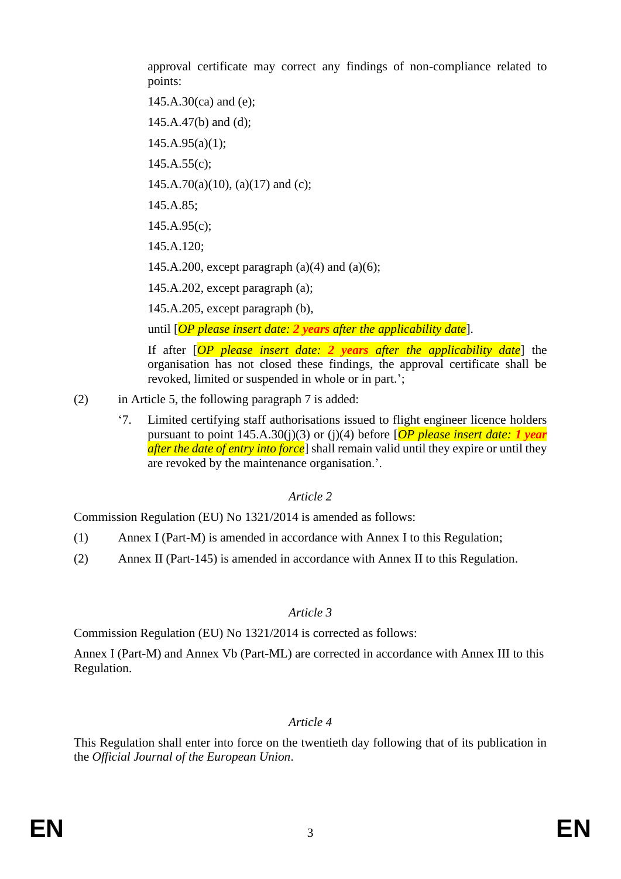approval certificate may correct any findings of non-compliance related to points:

145.A.30(ca) and (e);

145.A.47(b) and (d);

145.A.95(a)(1);

145.A.55(c);

145.A.70(a)(10), (a)(17) and (c);

145.A.85;

145.A.95(c);

145.A.120;

145.A.200, except paragraph (a)(4) and (a)(6);

145.A.202, except paragraph (a);

145.A.205, except paragraph (b),

until [*OP please insert date: **2 years** after the applicability date*].

If after [*OP please insert date: **2 years** after the applicability date*] the organisation has not closed these findings, the approval certificate shall be revoked, limited or suspended in whole or in part.';

(2) in Article 5, the following paragraph 7 is added:

'7. Limited certifying staff authorisations issued to flight engineer licence holders pursuant to point 145.A.30(j)(3) or (j)(4) before [*OP please insert date: **1 year** after the date of entry into force*] shall remain valid until they expire or until they are revoked by the maintenance organisation.'.

*Article 2*

Commission Regulation (EU) No 1321/2014 is amended as follows:

(1) Annex I (Part-M) is amended in accordance with Annex I to this Regulation;

(2) Annex II (Part-145) is amended in accordance with Annex II to this Regulation.

*Article 3*

Commission Regulation (EU) No 1321/2014 is corrected as follows:

Annex I (Part-M) and Annex Vb (Part-ML) are corrected in accordance with Annex III to this Regulation.

*Article 4*

This Regulation shall enter into force on the twentieth day following that of its publication in the *Official Journal of the European Union*.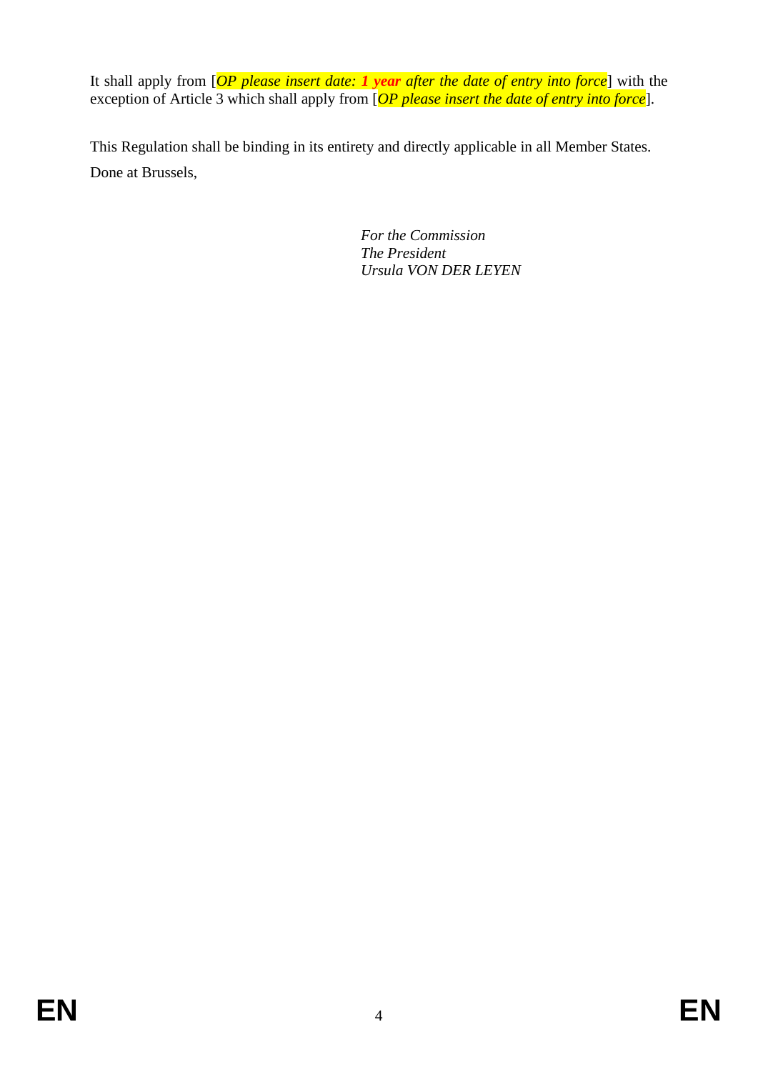It shall apply from [*OP please insert date:* ***1 year*** *after the date of entry into force*] with the exception of Article 3 which shall apply from [*OP please insert the date of entry into force*].

This Regulation shall be binding in its entirety and directly applicable in all Member States.

Done at Brussels,

*For the Commission*
*The President*
*Ursula VON DER LEYEN*